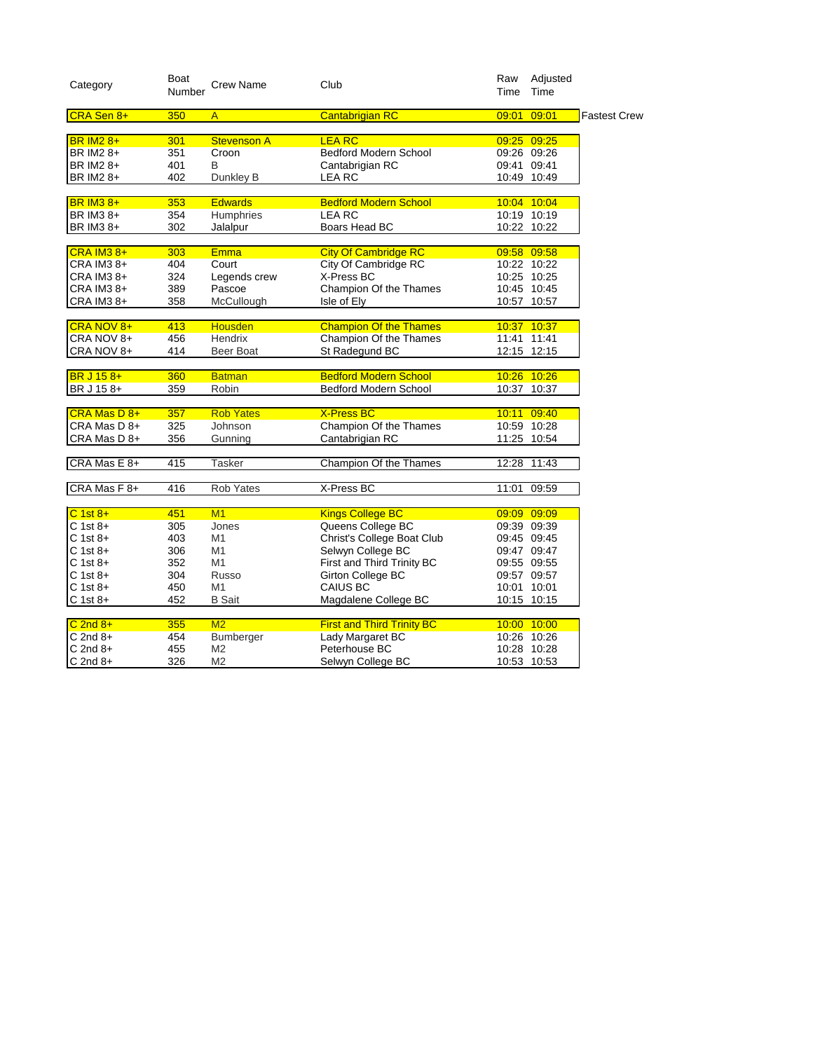| Category | Boat Number | Crew Name | Club | Raw Time | Adjusted Time | |
|---|---|---|---|---|---|---|
| CRA Sen 8+ | 350 | A | Cantabrigian RC | 09:01 | 09:01 | Fastest Crew |
| | | | | | | |
| BR IM2 8+ | 301 | Stevenson A | LEA RC | 09:25 | 09:25 | |
| BR IM2 8+ | 351 | Croon | Bedford Modern School | 09:26 | 09:26 | |
| BR IM2 8+ | 401 | B | Cantabrigian RC | 09:41 | 09:41 | |
| BR IM2 8+ | 402 | Dunkley B | LEA RC | 10:49 | 10:49 | |
| | | | | | | |
| BR IM3 8+ | 353 | Edwards | Bedford Modern School | 10:04 | 10:04 | |
| BR IM3 8+ | 354 | Humphries | LEA RC | 10:19 | 10:19 | |
| BR IM3 8+ | 302 | Jalalpur | Boars Head BC | 10:22 | 10:22 | |
| | | | | | | |
| CRA IM3 8+ | 303 | Emma | City Of Cambridge RC | 09:58 | 09:58 | |
| CRA IM3 8+ | 404 | Court | City Of Cambridge RC | 10:22 | 10:22 | |
| CRA IM3 8+ | 324 | Legends crew | X-Press BC | 10:25 | 10:25 | |
| CRA IM3 8+ | 389 | Pascoe | Champion Of the Thames | 10:45 | 10:45 | |
| CRA IM3 8+ | 358 | McCullough | Isle of Ely | 10:57 | 10:57 | |
| | | | | | | |
| CRA NOV 8+ | 413 | Housden | Champion Of the Thames | 10:37 | 10:37 | |
| CRA NOV 8+ | 456 | Hendrix | Champion Of the Thames | 11:41 | 11:41 | |
| CRA NOV 8+ | 414 | Beer Boat | St Radegund BC | 12:15 | 12:15 | |
| | | | | | | |
| BR J 15 8+ | 360 | Batman | Bedford Modern School | 10:26 | 10:26 | |
| BR J 15 8+ | 359 | Robin | Bedford Modern School | 10:37 | 10:37 | |
| | | | | | | |
| CRA Mas D 8+ | 357 | Rob Yates | X-Press BC | 10:11 | 09:40 | |
| CRA Mas D 8+ | 325 | Johnson | Champion Of the Thames | 10:59 | 10:28 | |
| CRA Mas D 8+ | 356 | Gunning | Cantabrigian RC | 11:25 | 10:54 | |
| | | | | | | |
| CRA Mas E 8+ | 415 | Tasker | Champion Of the Thames | 12:28 | 11:43 | |
| | | | | | | |
| CRA Mas F 8+ | 416 | Rob Yates | X-Press BC | 11:01 | 09:59 | |
| | | | | | | |
| C 1st 8+ | 451 | M1 | Kings College BC | 09:09 | 09:09 | |
| C 1st 8+ | 305 | Jones | Queens College BC | 09:39 | 09:39 | |
| C 1st 8+ | 403 | M1 | Christ's College Boat Club | 09:45 | 09:45 | |
| C 1st 8+ | 306 | M1 | Selwyn College BC | 09:47 | 09:47 | |
| C 1st 8+ | 352 | M1 | First and Third Trinity BC | 09:55 | 09:55 | |
| C 1st 8+ | 304 | Russo | Girton College BC | 09:57 | 09:57 | |
| C 1st 8+ | 450 | M1 | CAIUS BC | 10:01 | 10:01 | |
| C 1st 8+ | 452 | B Sait | Magdalene College BC | 10:15 | 10:15 | |
| | | | | | | |
| C 2nd 8+ | 355 | M2 | First and Third Trinity BC | 10:00 | 10:00 | |
| C 2nd 8+ | 454 | Bumberger | Lady Margaret BC | 10:26 | 10:26 | |
| C 2nd 8+ | 455 | M2 | Peterhouse BC | 10:28 | 10:28 | |
| C 2nd 8+ | 326 | M2 | Selwyn College BC | 10:53 | 10:53 | |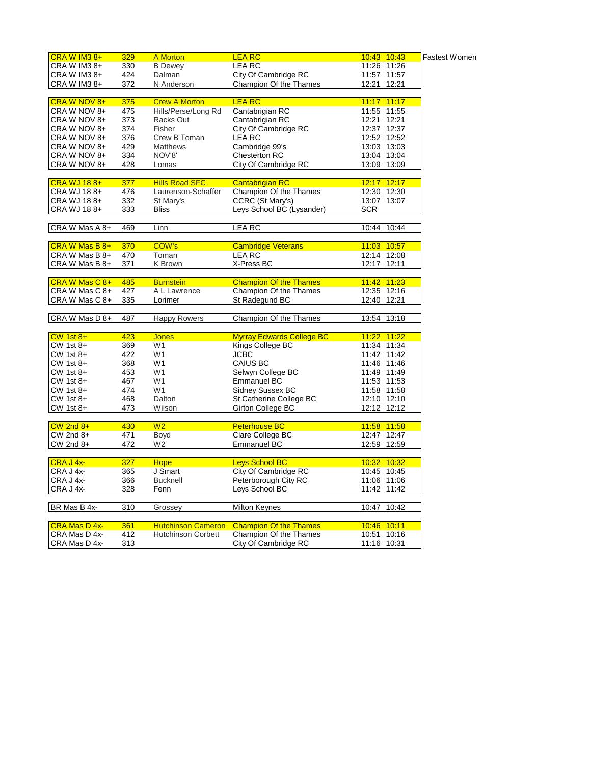| Event | No. | Crew | Club | Time | Adjusted Time | |
|---|---|---|---|---|---|---|
| CRA W IM3 8+ | 329 | A Morton | LEA RC | 10:43 | 10:43 | Fastest Women |
| CRA W IM3 8+ | 330 | B Dewey | LEA RC | 11:26 | 11:26 | |
| CRA W IM3 8+ | 424 | Dalman | City Of Cambridge RC | 11:57 | 11:57 | |
| CRA W IM3 8+ | 372 | N Anderson | Champion Of the Thames | 12:21 | 12:21 | |
| | | | | | | |
| CRA W NOV 8+ | 375 | Crew A Morton | LEA RC | 11:17 | 11:17 | |
| CRA W NOV 8+ | 475 | Hills/Perse/Long Rd | Cantabrigian RC | 11:55 | 11:55 | |
| CRA W NOV 8+ | 373 | Racks Out | Cantabrigian RC | 12:21 | 12:21 | |
| CRA W NOV 8+ | 374 | Fisher | City Of Cambridge RC | 12:37 | 12:37 | |
| CRA W NOV 8+ | 376 | Crew B Toman | LEA RC | 12:52 | 12:52 | |
| CRA W NOV 8+ | 429 | Matthews | Cambridge 99's | 13:03 | 13:03 | |
| CRA W NOV 8+ | 334 | NOV'8' | Chesterton RC | 13:04 | 13:04 | |
| CRA W NOV 8+ | 428 | Lomas | City Of Cambridge RC | 13:09 | 13:09 | |
| | | | | | | |
| CRA WJ 18 8+ | 377 | Hills Road SFC | Cantabrigian RC | 12:17 | 12:17 | |
| CRA WJ 18 8+ | 476 | Laurenson-Schaffer | Champion Of the Thames | 12:30 | 12:30 | |
| CRA WJ 18 8+ | 332 | St Mary's | CCRC (St Mary's) | 13:07 | 13:07 | |
| CRA WJ 18 8+ | 333 | Bliss | Leys School BC (Lysander) | SCR | | |
| | | | | | | |
| CRA W Mas A 8+ | 469 | Linn | LEA RC | 10:44 | 10:44 | |
| | | | | | | |
| CRA W Mas B 8+ | 370 | COW's | Cambridge Veterans | 11:03 | 10:57 | |
| CRA W Mas B 8+ | 470 | Toman | LEA RC | 12:14 | 12:08 | |
| CRA W Mas B 8+ | 371 | K Brown | X-Press BC | 12:17 | 12:11 | |
| | | | | | | |
| CRA W Mas C 8+ | 485 | Burnstein | Champion Of the Thames | 11:42 | 11:23 | |
| CRA W Mas C 8+ | 427 | A L Lawrence | Champion Of the Thames | 12:35 | 12:16 | |
| CRA W Mas C 8+ | 335 | Lorimer | St Radegund BC | 12:40 | 12:21 | |
| | | | | | | |
| CRA W Mas D 8+ | 487 | Happy Rowers | Champion Of the Thames | 13:54 | 13:18 | |
| | | | | | | |
| CW 1st 8+ | 423 | Jones | Myrray Edwards College BC | 11:22 | 11:22 | |
| CW 1st 8+ | 369 | W1 | Kings College BC | 11:34 | 11:34 | |
| CW 1st 8+ | 422 | W1 | JCBC | 11:42 | 11:42 | |
| CW 1st 8+ | 368 | W1 | CAIUS BC | 11:46 | 11:46 | |
| CW 1st 8+ | 453 | W1 | Selwyn College BC | 11:49 | 11:49 | |
| CW 1st 8+ | 467 | W1 | Emmanuel BC | 11:53 | 11:53 | |
| CW 1st 8+ | 474 | W1 | Sidney Sussex BC | 11:58 | 11:58 | |
| CW 1st 8+ | 468 | Dalton | St Catherine College BC | 12:10 | 12:10 | |
| CW 1st 8+ | 473 | Wilson | Girton College BC | 12:12 | 12:12 | |
| | | | | | | |
| CW 2nd 8+ | 430 | W2 | Peterhouse BC | 11:58 | 11:58 | |
| CW 2nd 8+ | 471 | Boyd | Clare College BC | 12:47 | 12:47 | |
| CW 2nd 8+ | 472 | W2 | Emmanuel BC | 12:59 | 12:59 | |
| | | | | | | |
| CRA J 4x- | 327 | Hope | Leys School BC | 10:32 | 10:32 | |
| CRA J 4x- | 365 | J Smart | City Of Cambridge RC | 10:45 | 10:45 | |
| CRA J 4x- | 366 | Bucknell | Peterborough City RC | 11:06 | 11:06 | |
| CRA J 4x- | 328 | Fenn | Leys School BC | 11:42 | 11:42 | |
| | | | | | | |
| BR Mas B 4x- | 310 | Grossey | Milton Keynes | 10:47 | 10:42 | |
| | | | | | | |
| CRA Mas D 4x- | 361 | Hutchinson Cameron | Champion Of the Thames | 10:46 | 10:11 | |
| CRA Mas D 4x- | 412 | Hutchinson Corbett | Champion Of the Thames | 10:51 | 10:16 | |
| CRA Mas D 4x- | 313 | | City Of Cambridge RC | 11:16 | 10:31 | |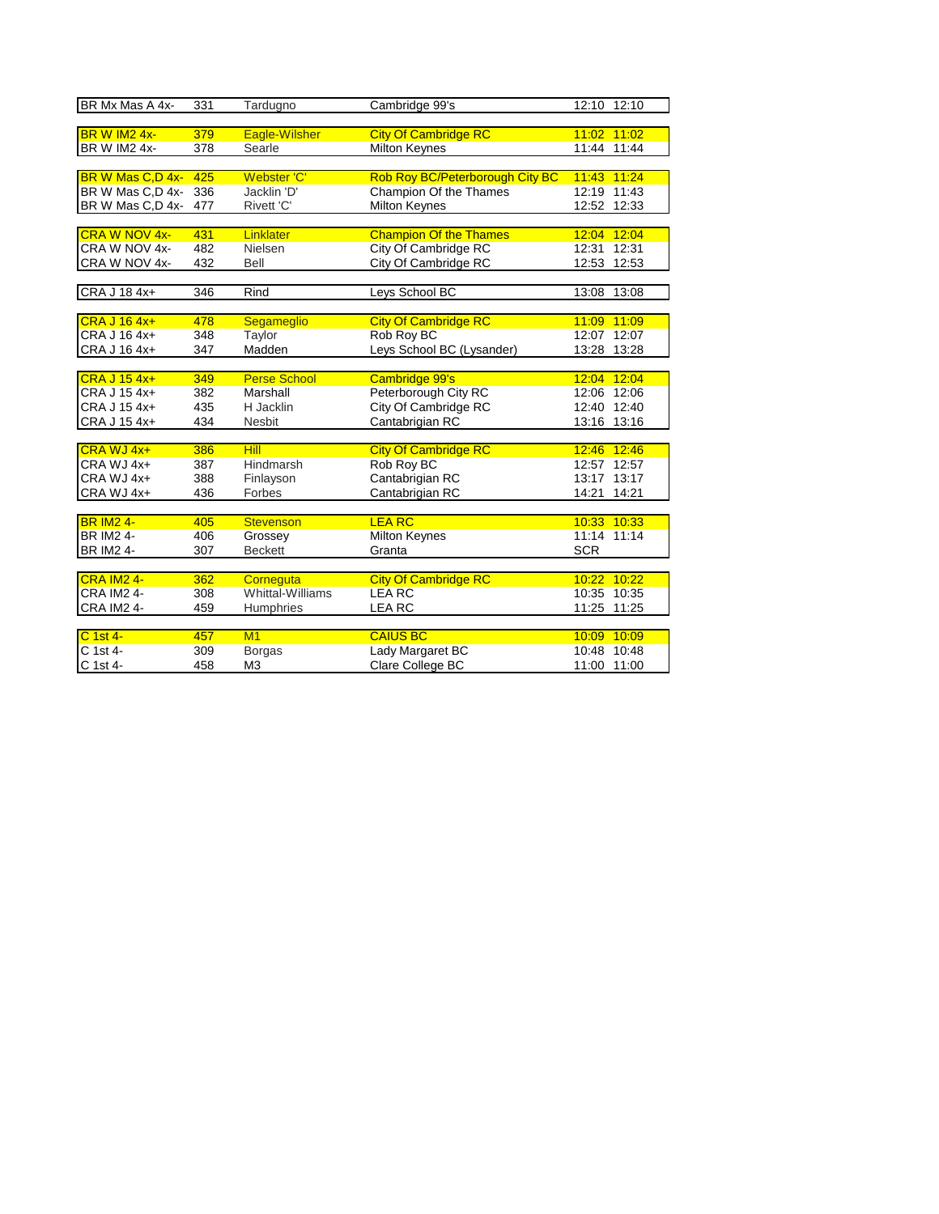| | | | | | |
|---|---|---|---|---|---|
| BR Mx Mas A 4x- | 331 | Tardugno | Cambridge 99's | 12:10 | 12:10 |
| | | | | | |
| BR W IM2 4x- | 379 | Eagle-Wilsher | City Of Cambridge RC | 11:02 | 11:02 |
| BR W IM2 4x- | 378 | Searle | Milton Keynes | 11:44 | 11:44 |
| | | | | | |
| BR W Mas C,D 4x- | 425 | Webster 'C' | Rob Roy BC/Peterborough City BC | 11:43 | 11:24 |
| BR W Mas C,D 4x- | 336 | Jacklin 'D' | Champion Of the Thames | 12:19 | 11:43 |
| BR W Mas C,D 4x- | 477 | Rivett 'C' | Milton Keynes | 12:52 | 12:33 |
| | | | | | |
| CRA W NOV 4x- | 431 | Linklater | Champion Of the Thames | 12:04 | 12:04 |
| CRA W NOV 4x- | 482 | Nielsen | City Of Cambridge RC | 12:31 | 12:31 |
| CRA W NOV 4x- | 432 | Bell | City Of Cambridge RC | 12:53 | 12:53 |
| | | | | | |
| CRA J 18 4x+ | 346 | Rind | Leys School BC | 13:08 | 13:08 |
| | | | | | |
| CRA J 16 4x+ | 478 | Segameglio | City Of Cambridge RC | 11:09 | 11:09 |
| CRA J 16 4x+ | 348 | Taylor | Rob Roy BC | 12:07 | 12:07 |
| CRA J 16 4x+ | 347 | Madden | Leys School BC (Lysander) | 13:28 | 13:28 |
| | | | | | |
| CRA J 15 4x+ | 349 | Perse School | Cambridge 99's | 12:04 | 12:04 |
| CRA J 15 4x+ | 382 | Marshall | Peterborough City RC | 12:06 | 12:06 |
| CRA J 15 4x+ | 435 | H Jacklin | City Of Cambridge RC | 12:40 | 12:40 |
| CRA J 15 4x+ | 434 | Nesbit | Cantabrigian RC | 13:16 | 13:16 |
| | | | | | |
| CRA WJ 4x+ | 386 | Hill | City Of Cambridge RC | 12:46 | 12:46 |
| CRA WJ 4x+ | 387 | Hindmarsh | Rob Roy BC | 12:57 | 12:57 |
| CRA WJ 4x+ | 388 | Finlayson | Cantabrigian RC | 13:17 | 13:17 |
| CRA WJ 4x+ | 436 | Forbes | Cantabrigian RC | 14:21 | 14:21 |
| | | | | | |
| BR IM2 4- | 405 | Stevenson | LEA RC | 10:33 | 10:33 |
| BR IM2 4- | 406 | Grossey | Milton Keynes | 11:14 | 11:14 |
| BR IM2 4- | 307 | Beckett | Granta | SCR | |
| | | | | | |
| CRA IM2 4- | 362 | Corneguta | City Of Cambridge RC | 10:22 | 10:22 |
| CRA IM2 4- | 308 | Whittal-Williams | LEA RC | 10:35 | 10:35 |
| CRA IM2 4- | 459 | Humphries | LEA RC | 11:25 | 11:25 |
| | | | | | |
| C 1st 4- | 457 | M1 | CAIUS BC | 10:09 | 10:09 |
| C 1st 4- | 309 | Borgas | Lady Margaret BC | 10:48 | 10:48 |
| C 1st 4- | 458 | M3 | Clare College BC | 11:00 | 11:00 |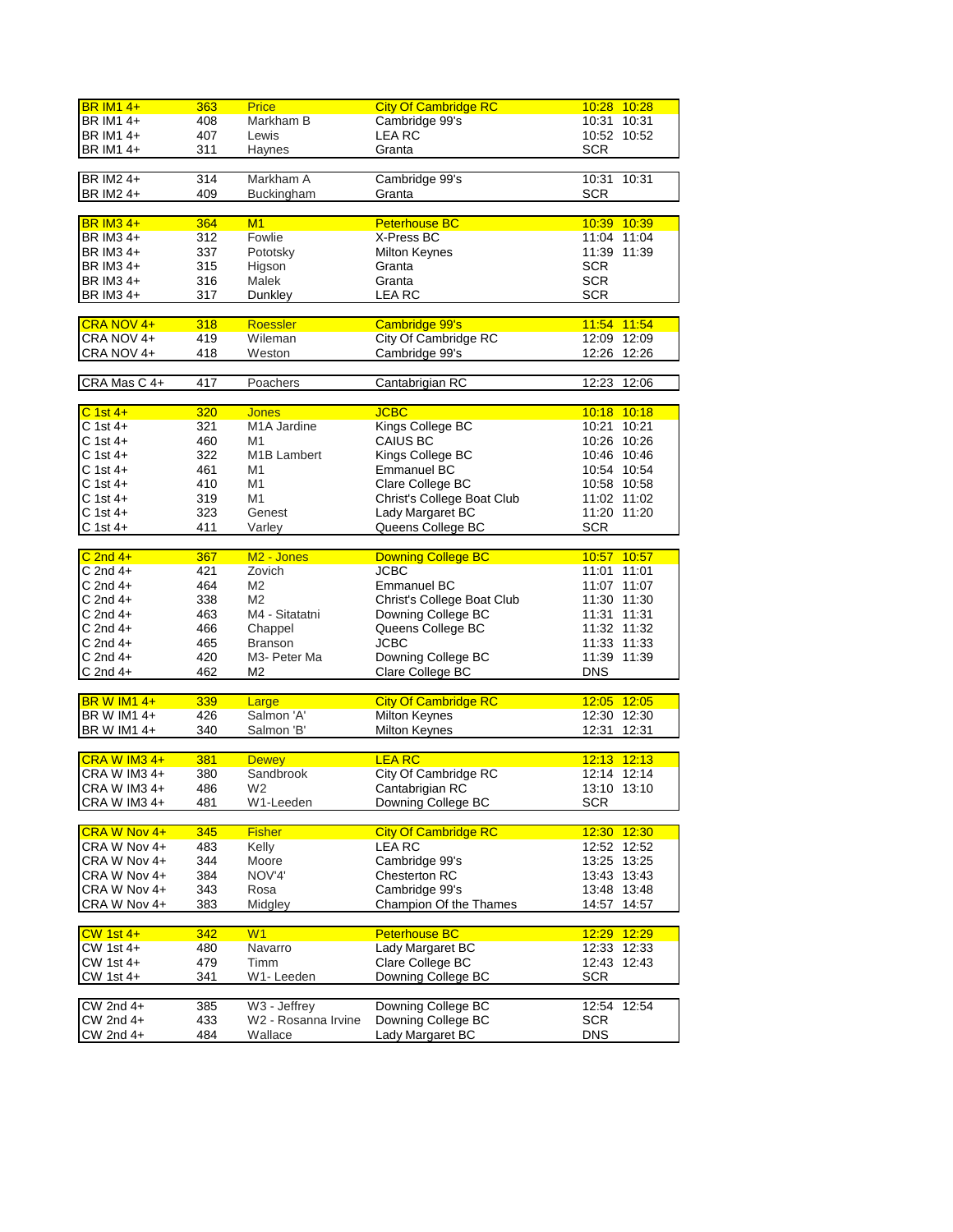| | | | | | |
|---|---|---|---|---|---|
| BR IM1 4+ | 363 | Price | City Of Cambridge RC | 10:28 | 10:28 |
| BR IM1 4+ | 408 | Markham B | Cambridge 99's | 10:31 | 10:31 |
| BR IM1 4+ | 407 | Lewis | LEA RC | 10:52 | 10:52 |
| BR IM1 4+ | 311 | Haynes | Granta | SCR | |
| | | | | | |
| BR IM2 4+ | 314 | Markham A | Cambridge 99's | 10:31 | 10:31 |
| BR IM2 4+ | 409 | Buckingham | Granta | SCR | |
| | | | | | |
| BR IM3 4+ | 364 | M1 | Peterhouse BC | 10:39 | 10:39 |
| BR IM3 4+ | 312 | Fowlie | X-Press BC | 11:04 | 11:04 |
| BR IM3 4+ | 337 | Pototsky | Milton Keynes | 11:39 | 11:39 |
| BR IM3 4+ | 315 | Higson | Granta | SCR | |
| BR IM3 4+ | 316 | Malek | Granta | SCR | |
| BR IM3 4+ | 317 | Dunkley | LEA RC | SCR | |
| | | | | | |
| CRA NOV 4+ | 318 | Roessler | Cambridge 99's | 11:54 | 11:54 |
| CRA NOV 4+ | 419 | Wileman | City Of Cambridge RC | 12:09 | 12:09 |
| CRA NOV 4+ | 418 | Weston | Cambridge 99's | 12:26 | 12:26 |
| | | | | | |
| CRA Mas C 4+ | 417 | Poachers | Cantabrigian RC | 12:23 | 12:06 |
| | | | | | |
| C 1st 4+ | 320 | Jones | JCBC | 10:18 | 10:18 |
| C 1st 4+ | 321 | M1A Jardine | Kings College BC | 10:21 | 10:21 |
| C 1st 4+ | 460 | M1 | CAIUS BC | 10:26 | 10:26 |
| C 1st 4+ | 322 | M1B Lambert | Kings College BC | 10:46 | 10:46 |
| C 1st 4+ | 461 | M1 | Emmanuel BC | 10:54 | 10:54 |
| C 1st 4+ | 410 | M1 | Clare College BC | 10:58 | 10:58 |
| C 1st 4+ | 319 | M1 | Christ's College Boat Club | 11:02 | 11:02 |
| C 1st 4+ | 323 | Genest | Lady Margaret BC | 11:20 | 11:20 |
| C 1st 4+ | 411 | Varley | Queens College BC | SCR | |
| | | | | | |
| C 2nd 4+ | 367 | M2 - Jones | Downing College BC | 10:57 | 10:57 |
| C 2nd 4+ | 421 | Zovich | JCBC | 11:01 | 11:01 |
| C 2nd 4+ | 464 | M2 | Emmanuel BC | 11:07 | 11:07 |
| C 2nd 4+ | 338 | M2 | Christ's College Boat Club | 11:30 | 11:30 |
| C 2nd 4+ | 463 | M4 - Sitatatni | Downing College BC | 11:31 | 11:31 |
| C 2nd 4+ | 466 | Chappel | Queens College BC | 11:32 | 11:32 |
| C 2nd 4+ | 465 | Branson | JCBC | 11:33 | 11:33 |
| C 2nd 4+ | 420 | M3- Peter Ma | Downing College BC | 11:39 | 11:39 |
| C 2nd 4+ | 462 | M2 | Clare College BC | DNS | |
| | | | | | |
| BR W IM1 4+ | 339 | Large | City Of Cambridge RC | 12:05 | 12:05 |
| BR W IM1 4+ | 426 | Salmon 'A' | Milton Keynes | 12:30 | 12:30 |
| BR W IM1 4+ | 340 | Salmon 'B' | Milton Keynes | 12:31 | 12:31 |
| | | | | | |
| CRA W IM3 4+ | 381 | Dewey | LEA RC | 12:13 | 12:13 |
| CRA W IM3 4+ | 380 | Sandbrook | City Of Cambridge RC | 12:14 | 12:14 |
| CRA W IM3 4+ | 486 | W2 | Cantabrigian RC | 13:10 | 13:10 |
| CRA W IM3 4+ | 481 | W1-Leeden | Downing College BC | SCR | |
| | | | | | |
| CRA W Nov 4+ | 345 | Fisher | City Of Cambridge RC | 12:30 | 12:30 |
| CRA W Nov 4+ | 483 | Kelly | LEA RC | 12:52 | 12:52 |
| CRA W Nov 4+ | 344 | Moore | Cambridge 99's | 13:25 | 13:25 |
| CRA W Nov 4+ | 384 | NOV'4' | Chesterton RC | 13:43 | 13:43 |
| CRA W Nov 4+ | 343 | Rosa | Cambridge 99's | 13:48 | 13:48 |
| CRA W Nov 4+ | 383 | Midgley | Champion Of the Thames | 14:57 | 14:57 |
| | | | | | |
| CW 1st 4+ | 342 | W1 | Peterhouse BC | 12:29 | 12:29 |
| CW 1st 4+ | 480 | Navarro | Lady Margaret BC | 12:33 | 12:33 |
| CW 1st 4+ | 479 | Timm | Clare College BC | 12:43 | 12:43 |
| CW 1st 4+ | 341 | W1- Leeden | Downing College BC | SCR | |
| | | | | | |
| CW 2nd 4+ | 385 | W3 - Jeffrey | Downing College BC | 12:54 | 12:54 |
| CW 2nd 4+ | 433 | W2 - Rosanna Irvine | Downing College BC | SCR | |
| CW 2nd 4+ | 484 | Wallace | Lady Margaret BC | DNS | |